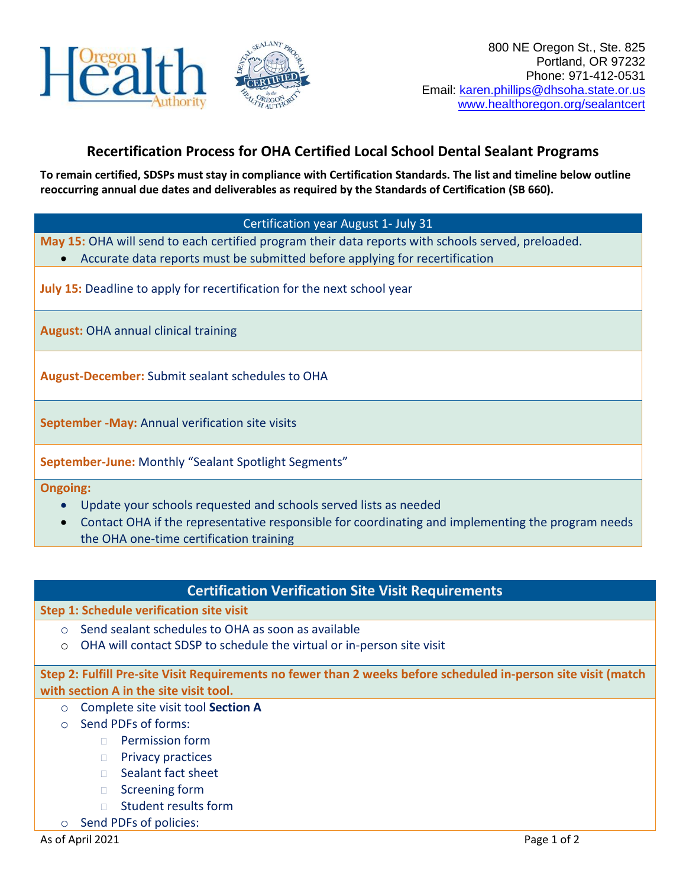800 NE Oregon St., Ste. 825
Portland, OR 97232
Phone: 971-412-0531
Email: karen.phillips@dhsoha.state.or.us
www.healthoregon.org/sealantcert

# Recertification Process for OHA Certified Local School Dental Sealant Programs

**To remain certified, SDSPs must stay in compliance with Certification Standards. The list and timeline below outline reoccurring annual due dates and deliverables as required by the Standards of Certification (SB 660).**

| Certification year August 1- July 31 |
|---|
| **May 15:** OHA will send to each certified program their data reports with schools served, preloaded.<br>• Accurate data reports must be submitted before applying for recertification |
| **July 15:** Deadline to apply for recertification for the next school year |
| **August:** OHA annual clinical training |
| **August-December:** Submit sealant schedules to OHA |
| **September -May:** Annual verification site visits |
| **September-June:** Monthly "Sealant Spotlight Segments" |
| **Ongoing:**<br>• Update your schools requested and schools served lists as needed<br>• Contact OHA if the representative responsible for coordinating and implementing the program needs the OHA one-time certification training |

## Certification Verification Site Visit Requirements

**Step 1: Schedule verification site visit**

- Send sealant schedules to OHA as soon as available
- OHA will contact SDSP to schedule the virtual or in-person site visit

**Step 2: Fulfill Pre-site Visit Requirements no fewer than 2 weeks before scheduled in-person site visit (match with section A in the site visit tool.**

- Complete site visit tool **Section A**
- Send PDFs of forms:
  - Permission form
  - Privacy practices
  - Sealant fact sheet
  - Screening form
  - Student results form
- Send PDFs of policies:

As of April 2021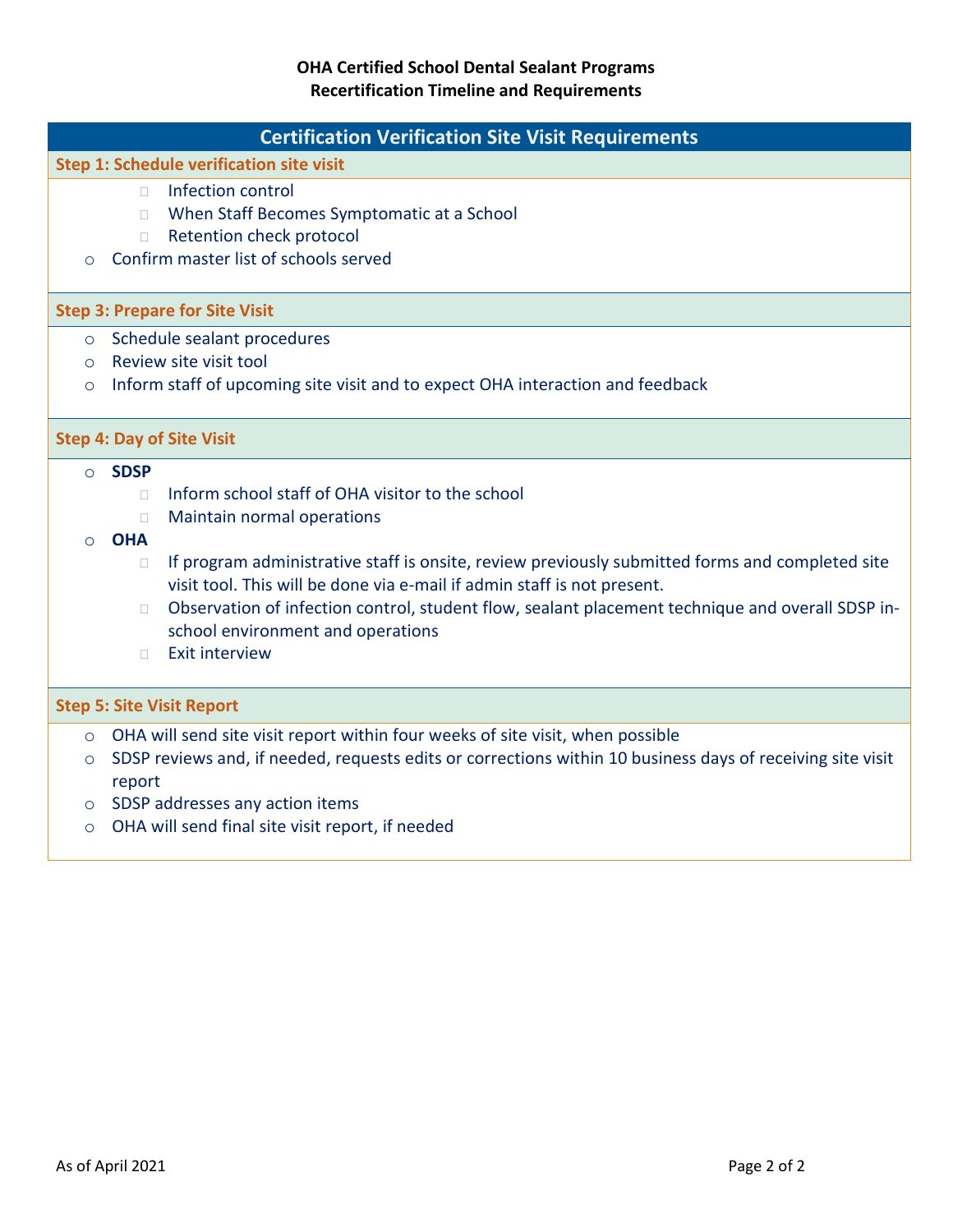**OHA Certified School Dental Sealant Programs**
**Recertification Timeline and Requirements**

## Certification Verification Site Visit Requirements

### Step 1: Schedule verification site visit

- Infection control
- When Staff Becomes Symptomatic at a School
- Retention check protocol

- Confirm master list of schools served

### Step 3: Prepare for Site Visit

- Schedule sealant procedures
- Review site visit tool
- Inform staff of upcoming site visit and to expect OHA interaction and feedback

### Step 4: Day of Site Visit

- **SDSP**
  - Inform school staff of OHA visitor to the school
  - Maintain normal operations
- **OHA**
  - If program administrative staff is onsite, review previously submitted forms and completed site visit tool. This will be done via e-mail if admin staff is not present.
  - Observation of infection control, student flow, sealant placement technique and overall SDSP in-school environment and operations
  - Exit interview

### Step 5: Site Visit Report

- OHA will send site visit report within four weeks of site visit, when possible
- SDSP reviews and, if needed, requests edits or corrections within 10 business days of receiving site visit report
- SDSP addresses any action items
- OHA will send final site visit report, if needed

As of April 2021